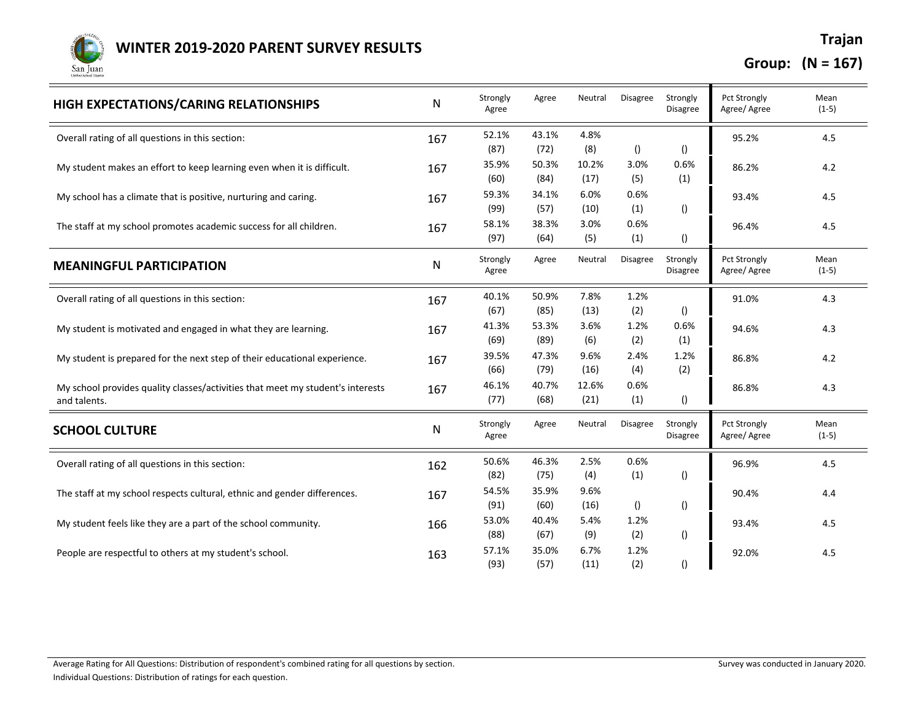# WINTER 2019-2020 PARENT SURVEY RESULTS

**Trajan**

**Group: (N = 167)**

| HIGH EXPECTATIONS/CARING RELATIONSHIPS | N | Strongly Agree | Agree | Neutral | Disagree | Strongly Disagree | Pct Strongly Agree/ Agree | Mean (1-5) |
|---|---|---|---|---|---|---|---|---|
| Overall rating of all questions in this section: | 167 | 52.1% (87) | 43.1% (72) | 4.8% (8) | () | () | 95.2% | 4.5 |
| My student makes an effort to keep learning even when it is difficult. | 167 | 35.9% (60) | 50.3% (84) | 10.2% (17) | 3.0% (5) | 0.6% (1) | 86.2% | 4.2 |
| My school has a climate that is positive, nurturing and caring. | 167 | 59.3% (99) | 34.1% (57) | 6.0% (10) | 0.6% (1) | () | 93.4% | 4.5 |
| The staff at my school promotes academic success for all children. | 167 | 58.1% (97) | 38.3% (64) | 3.0% (5) | 0.6% (1) | () | 96.4% | 4.5 |

| MEANINGFUL PARTICIPATION | N | Strongly Agree | Agree | Neutral | Disagree | Strongly Disagree | Pct Strongly Agree/ Agree | Mean (1-5) |
|---|---|---|---|---|---|---|---|---|
| Overall rating of all questions in this section: | 167 | 40.1% (67) | 50.9% (85) | 7.8% (13) | 1.2% (2) | () | 91.0% | 4.3 |
| My student is motivated and engaged in what they are learning. | 167 | 41.3% (69) | 53.3% (89) | 3.6% (6) | 1.2% (2) | 0.6% (1) | 94.6% | 4.3 |
| My student is prepared for the next step of their educational experience. | 167 | 39.5% (66) | 47.3% (79) | 9.6% (16) | 2.4% (4) | 1.2% (2) | 86.8% | 4.2 |
| My school provides quality classes/activities that meet my student's interests and talents. | 167 | 46.1% (77) | 40.7% (68) | 12.6% (21) | 0.6% (1) | () | 86.8% | 4.3 |

| SCHOOL CULTURE | N | Strongly Agree | Agree | Neutral | Disagree | Strongly Disagree | Pct Strongly Agree/ Agree | Mean (1-5) |
|---|---|---|---|---|---|---|---|---|
| Overall rating of all questions in this section: | 162 | 50.6% (82) | 46.3% (75) | 2.5% (4) | 0.6% (1) | () | 96.9% | 4.5 |
| The staff at my school respects cultural, ethnic and gender differences. | 167 | 54.5% (91) | 35.9% (60) | 9.6% (16) | () | () | 90.4% | 4.4 |
| My student feels like they are a part of the school community. | 166 | 53.0% (88) | 40.4% (67) | 5.4% (9) | 1.2% (2) | () | 93.4% | 4.5 |
| People are respectful to others at my student's school. | 163 | 57.1% (93) | 35.0% (57) | 6.7% (11) | 1.2% (2) | () | 92.0% | 4.5 |

Average Rating for All Questions: Distribution of respondent's combined rating for all questions by section.

Individual Questions: Distribution of ratings for each question.

Survey was conducted in January 2020.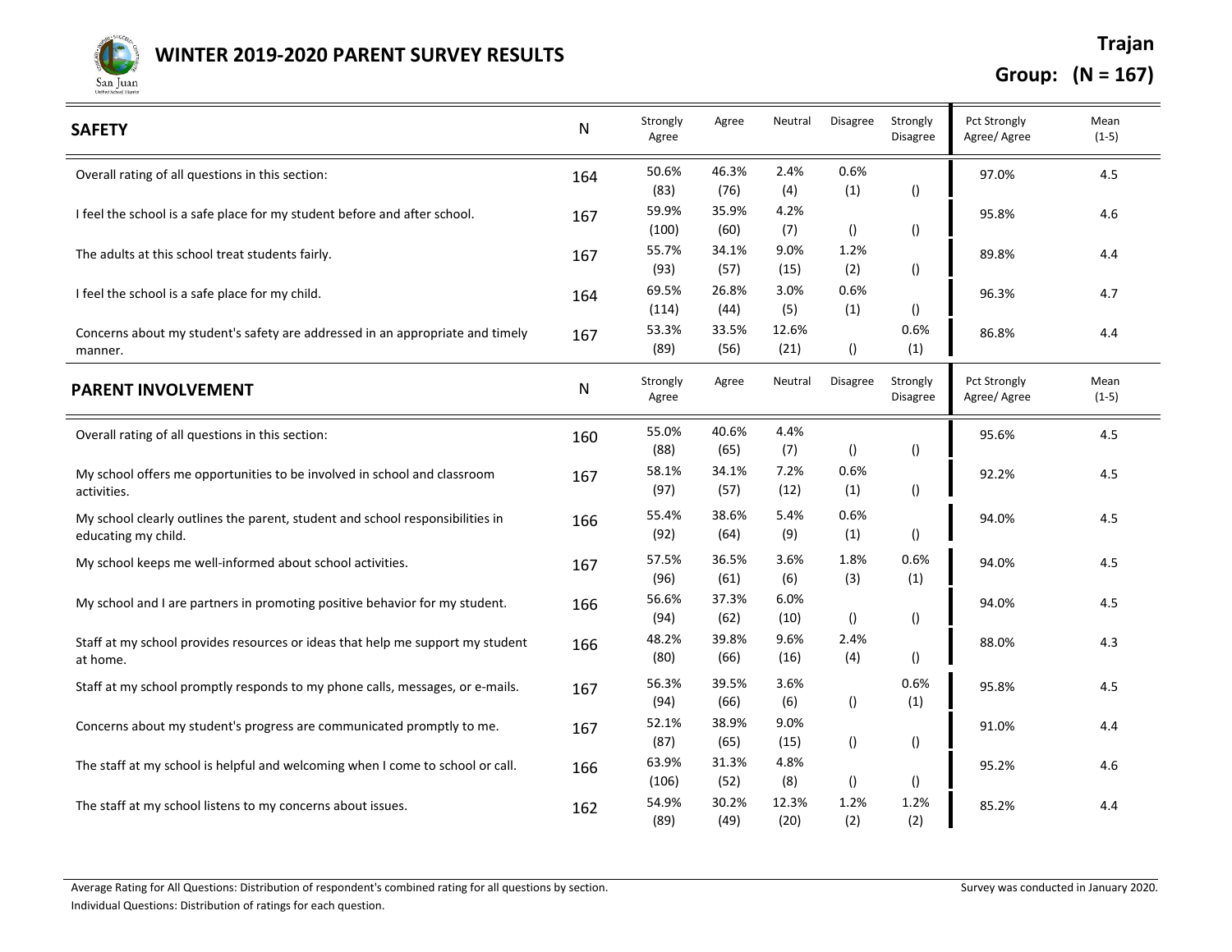# WINTER 2019-2020 PARENT SURVEY RESULTS

**Trajan**

**Group: (N = 167)**

| SAFETY | N | Strongly Agree | Agree | Neutral | Disagree | Strongly Disagree | Pct Strongly Agree/ Agree | Mean (1-5) |
|---|---|---|---|---|---|---|---|---|
| Overall rating of all questions in this section: | 164 | 50.6% (83) | 46.3% (76) | 2.4% (4) | 0.6% (1) | () | 97.0% | 4.5 |
| I feel the school is a safe place for my student before and after school. | 167 | 59.9% (100) | 35.9% (60) | 4.2% (7) | () | () | 95.8% | 4.6 |
| The adults at this school treat students fairly. | 167 | 55.7% (93) | 34.1% (57) | 9.0% (15) | 1.2% (2) | () | 89.8% | 4.4 |
| I feel the school is a safe place for my child. | 164 | 69.5% (114) | 26.8% (44) | 3.0% (5) | 0.6% (1) | () | 96.3% | 4.7 |
| Concerns about my student's safety are addressed in an appropriate and timely manner. | 167 | 53.3% (89) | 33.5% (56) | 12.6% (21) | () | 0.6% (1) | 86.8% | 4.4 |

| PARENT INVOLVEMENT | N | Strongly Agree | Agree | Neutral | Disagree | Strongly Disagree | Pct Strongly Agree/ Agree | Mean (1-5) |
|---|---|---|---|---|---|---|---|---|
| Overall rating of all questions in this section: | 160 | 55.0% (88) | 40.6% (65) | 4.4% (7) | () | () | 95.6% | 4.5 |
| My school offers me opportunities to be involved in school and classroom activities. | 167 | 58.1% (97) | 34.1% (57) | 7.2% (12) | 0.6% (1) | () | 92.2% | 4.5 |
| My school clearly outlines the parent, student and school responsibilities in educating my child. | 166 | 55.4% (92) | 38.6% (64) | 5.4% (9) | 0.6% (1) | () | 94.0% | 4.5 |
| My school keeps me well-informed about school activities. | 167 | 57.5% (96) | 36.5% (61) | 3.6% (6) | 1.8% (3) | 0.6% (1) | 94.0% | 4.5 |
| My school and I are partners in promoting positive behavior for my student. | 166 | 56.6% (94) | 37.3% (62) | 6.0% (10) | () | () | 94.0% | 4.5 |
| Staff at my school provides resources or ideas that help me support my student at home. | 166 | 48.2% (80) | 39.8% (66) | 9.6% (16) | 2.4% (4) | () | 88.0% | 4.3 |
| Staff at my school promptly responds to my phone calls, messages, or e-mails. | 167 | 56.3% (94) | 39.5% (66) | 3.6% (6) | () | 0.6% (1) | 95.8% | 4.5 |
| Concerns about my student's progress are communicated promptly to me. | 167 | 52.1% (87) | 38.9% (65) | 9.0% (15) | () | () | 91.0% | 4.4 |
| The staff at my school is helpful and welcoming when I come to school or call. | 166 | 63.9% (106) | 31.3% (52) | 4.8% (8) | () | () | 95.2% | 4.6 |
| The staff at my school listens to my concerns about issues. | 162 | 54.9% (89) | 30.2% (49) | 12.3% (20) | 1.2% (2) | 1.2% (2) | 85.2% | 4.4 |

Average Rating for All Questions: Distribution of respondent's combined rating for all questions by section.

Individual Questions: Distribution of ratings for each question.

Survey was conducted in January 2020.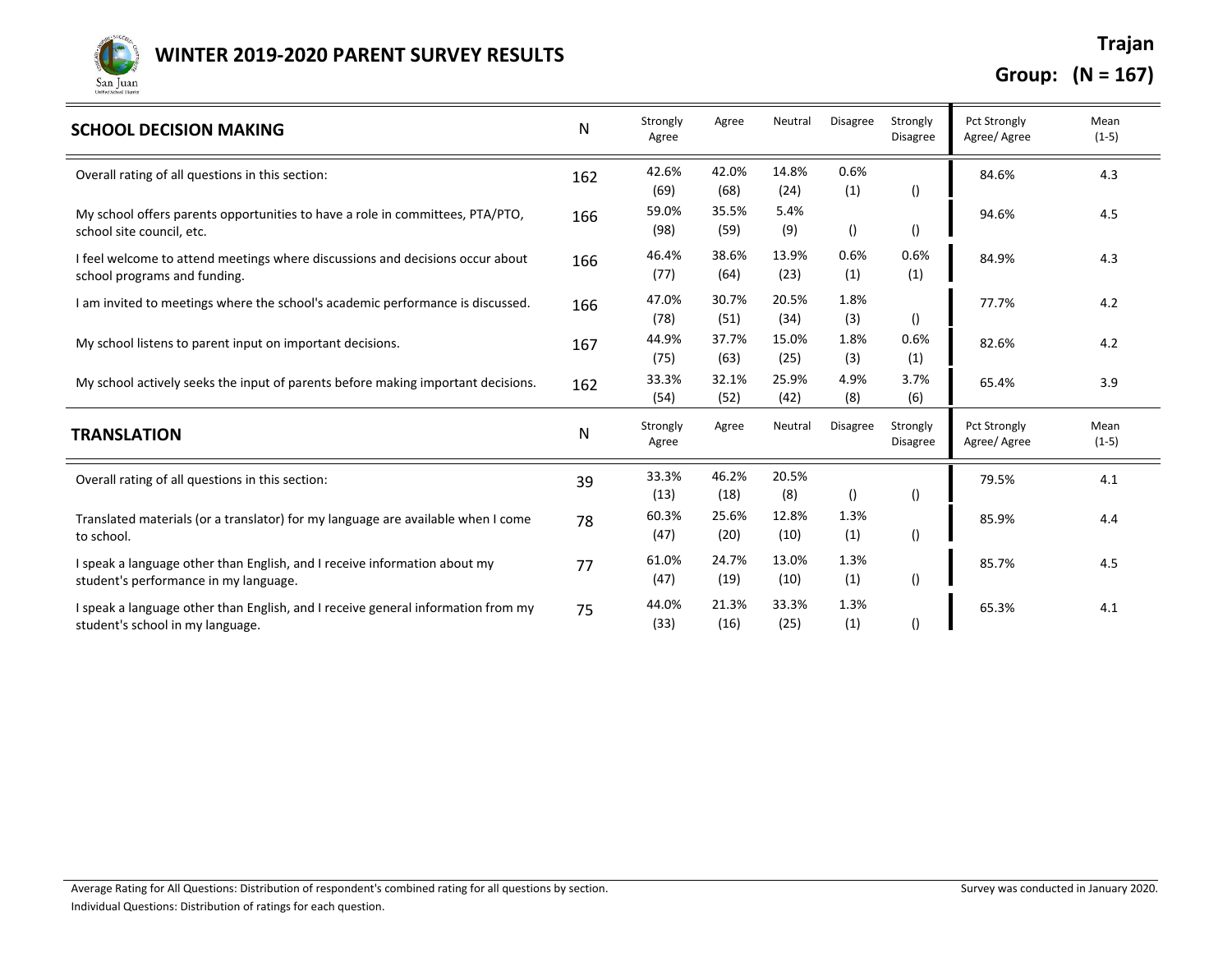# WINTER 2019-2020 PARENT SURVEY RESULTS

**Trajan**

**Group: (N = 167)**

| SCHOOL DECISION MAKING | N | Strongly Agree | Agree | Neutral | Disagree | Strongly Disagree | Pct Strongly Agree/ Agree | Mean (1-5) |
|---|---|---|---|---|---|---|---|---|
| Overall rating of all questions in this section: | 162 | 42.6% (69) | 42.0% (68) | 14.8% (24) | 0.6% (1) | () | 84.6% | 4.3 |
| My school offers parents opportunities to have a role in committees, PTA/PTO, school site council, etc. | 166 | 59.0% (98) | 35.5% (59) | 5.4% (9) | () | () | 94.6% | 4.5 |
| I feel welcome to attend meetings where discussions and decisions occur about school programs and funding. | 166 | 46.4% (77) | 38.6% (64) | 13.9% (23) | 0.6% (1) | 0.6% (1) | 84.9% | 4.3 |
| I am invited to meetings where the school's academic performance is discussed. | 166 | 47.0% (78) | 30.7% (51) | 20.5% (34) | 1.8% (3) | () | 77.7% | 4.2 |
| My school listens to parent input on important decisions. | 167 | 44.9% (75) | 37.7% (63) | 15.0% (25) | 1.8% (3) | 0.6% (1) | 82.6% | 4.2 |
| My school actively seeks the input of parents before making important decisions. | 162 | 33.3% (54) | 32.1% (52) | 25.9% (42) | 4.9% (8) | 3.7% (6) | 65.4% | 3.9 |

| TRANSLATION | N | Strongly Agree | Agree | Neutral | Disagree | Strongly Disagree | Pct Strongly Agree/ Agree | Mean (1-5) |
|---|---|---|---|---|---|---|---|---|
| Overall rating of all questions in this section: | 39 | 33.3% (13) | 46.2% (18) | 20.5% (8) | () | () | 79.5% | 4.1 |
| Translated materials (or a translator) for my language are available when I come to school. | 78 | 60.3% (47) | 25.6% (20) | 12.8% (10) | 1.3% (1) | () | 85.9% | 4.4 |
| I speak a language other than English, and I receive information about my student's performance in my language. | 77 | 61.0% (47) | 24.7% (19) | 13.0% (10) | 1.3% (1) | () | 85.7% | 4.5 |
| I speak a language other than English, and I receive general information from my student's school in my language. | 75 | 44.0% (33) | 21.3% (16) | 33.3% (25) | 1.3% (1) | () | 65.3% | 4.1 |

Average Rating for All Questions: Distribution of respondent's combined rating for all questions by section.

Individual Questions: Distribution of ratings for each question.

Survey was conducted in January 2020.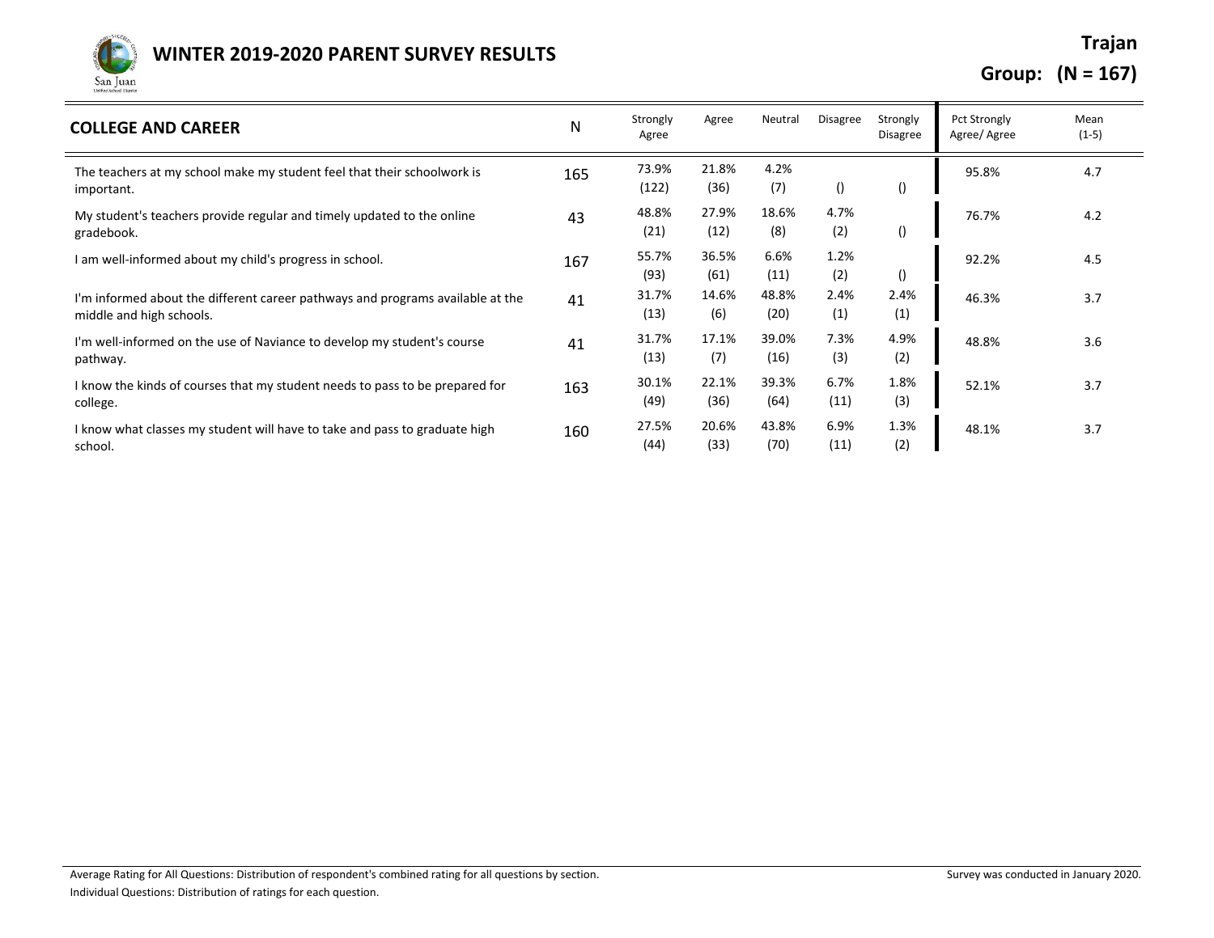# WINTER 2019-2020 PARENT SURVEY RESULTS

**Trajan**

**Group: (N = 167)**

| COLLEGE AND CAREER | N | Strongly Agree | Agree | Neutral | Disagree | Strongly Disagree | Pct Strongly Agree/ Agree | Mean (1-5) |
|---|---|---|---|---|---|---|---|---|
| The teachers at my school make my student feel that their schoolwork is important. | 165 | 73.9% (122) | 21.8% (36) | 4.2% (7) | () | () | 95.8% | 4.7 |
| My student's teachers provide regular and timely updated to the online gradebook. | 43 | 48.8% (21) | 27.9% (12) | 18.6% (8) | 4.7% (2) | () | 76.7% | 4.2 |
| I am well-informed about my child's progress in school. | 167 | 55.7% (93) | 36.5% (61) | 6.6% (11) | 1.2% (2) | () | 92.2% | 4.5 |
| I'm informed about the different career pathways and programs available at the middle and high schools. | 41 | 31.7% (13) | 14.6% (6) | 48.8% (20) | 2.4% (1) | 2.4% (1) | 46.3% | 3.7 |
| I'm well-informed on the use of Naviance to develop my student's course pathway. | 41 | 31.7% (13) | 17.1% (7) | 39.0% (16) | 7.3% (3) | 4.9% (2) | 48.8% | 3.6 |
| I know the kinds of courses that my student needs to pass to be prepared for college. | 163 | 30.1% (49) | 22.1% (36) | 39.3% (64) | 6.7% (11) | 1.8% (3) | 52.1% | 3.7 |
| I know what classes my student will have to take and pass to graduate high school. | 160 | 27.5% (44) | 20.6% (33) | 43.8% (70) | 6.9% (11) | 1.3% (2) | 48.1% | 3.7 |

Average Rating for All Questions: Distribution of respondent's combined rating for all questions by section.

Individual Questions: Distribution of ratings for each question.

Survey was conducted in January 2020.